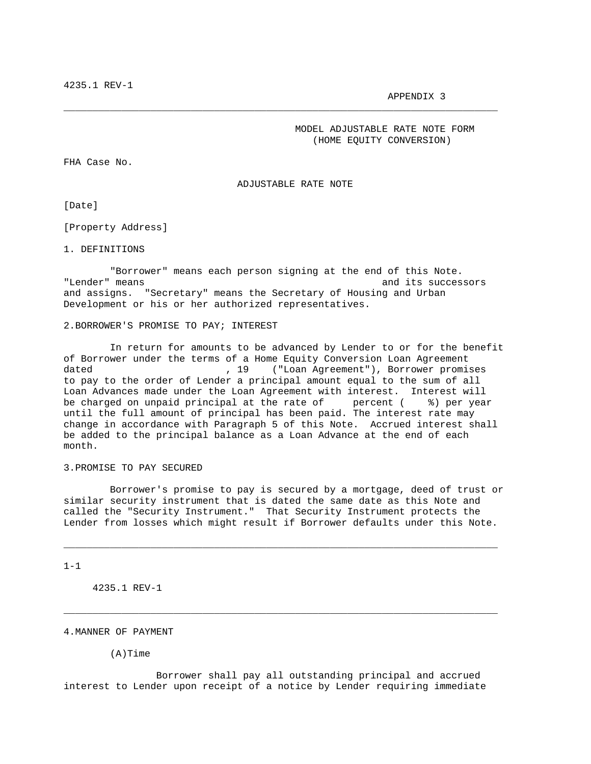APPENDIX 3

MODEL ADJUSTABLE RATE NOTE FORM
(HOME EQUITY CONVERSION)

FHA Case No.

## ADJUSTABLE RATE NOTE

[Date]

[Property Address]

### 1. DEFINITIONS

"Borrower" means each person signing at the end of this Note. "Lender" means and its successors and assigns. "Secretary" means the Secretary of Housing and Urban Development or his or her authorized representatives.

### 2. BORROWER'S PROMISE TO PAY; INTEREST

In return for amounts to be advanced by Lender to or for the benefit of Borrower under the terms of a Home Equity Conversion Loan Agreement dated , 19 ("Loan Agreement"), Borrower promises to pay to the order of Lender a principal amount equal to the sum of all Loan Advances made under the Loan Agreement with interest. Interest will be charged on unpaid principal at the rate of percent ( %) per year until the full amount of principal has been paid. The interest rate may change in accordance with Paragraph 5 of this Note. Accrued interest shall be added to the principal balance as a Loan Advance at the end of each month.

### 3. PROMISE TO PAY SECURED

Borrower's promise to pay is secured by a mortgage, deed of trust or similar security instrument that is dated the same date as this Note and called the "Security Instrument." That Security Instrument protects the Lender from losses which might result if Borrower defaults under this Note.

### 4. MANNER OF PAYMENT

(A) Time

Borrower shall pay all outstanding principal and accrued interest to Lender upon receipt of a notice by Lender requiring immediate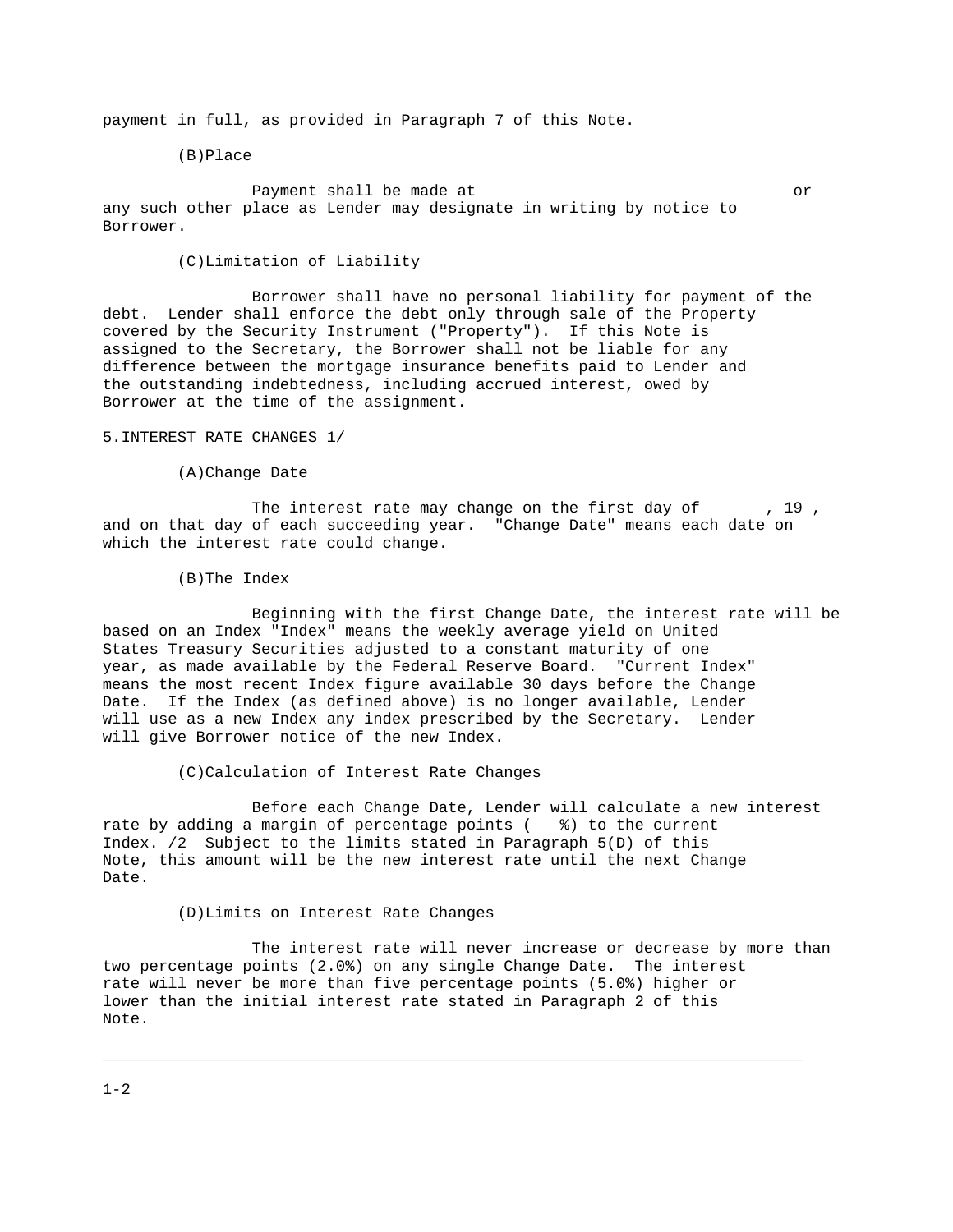payment in full, as provided in Paragraph 7 of this Note.

(B)Place

Payment shall be made at                                                  or any such other place as Lender may designate in writing by notice to Borrower.

(C)Limitation of Liability

Borrower shall have no personal liability for payment of the debt. Lender shall enforce the debt only through sale of the Property covered by the Security Instrument ("Property"). If this Note is assigned to the Secretary, the Borrower shall not be liable for any difference between the mortgage insurance benefits paid to Lender and the outstanding indebtedness, including accrued interest, owed by Borrower at the time of the assignment.

5.INTEREST RATE CHANGES 1/

(A)Change Date

The interest rate may change on the first day of        , 19 , and on that day of each succeeding year. "Change Date" means each date on which the interest rate could change.

(B)The Index

Beginning with the first Change Date, the interest rate will be based on an Index "Index" means the weekly average yield on United States Treasury Securities adjusted to a constant maturity of one year, as made available by the Federal Reserve Board. "Current Index" means the most recent Index figure available 30 days before the Change Date. If the Index (as defined above) is no longer available, Lender will use as a new Index any index prescribed by the Secretary. Lender will give Borrower notice of the new Index.

(C)Calculation of Interest Rate Changes

Before each Change Date, Lender will calculate a new interest rate by adding a margin of percentage points (   %) to the current Index. /2 Subject to the limits stated in Paragraph 5(D) of this Note, this amount will be the new interest rate until the next Change Date.

(D)Limits on Interest Rate Changes

The interest rate will never increase or decrease by more than two percentage points (2.0%) on any single Change Date. The interest rate will never be more than five percentage points (5.0%) higher or lower than the initial interest rate stated in Paragraph 2 of this Note.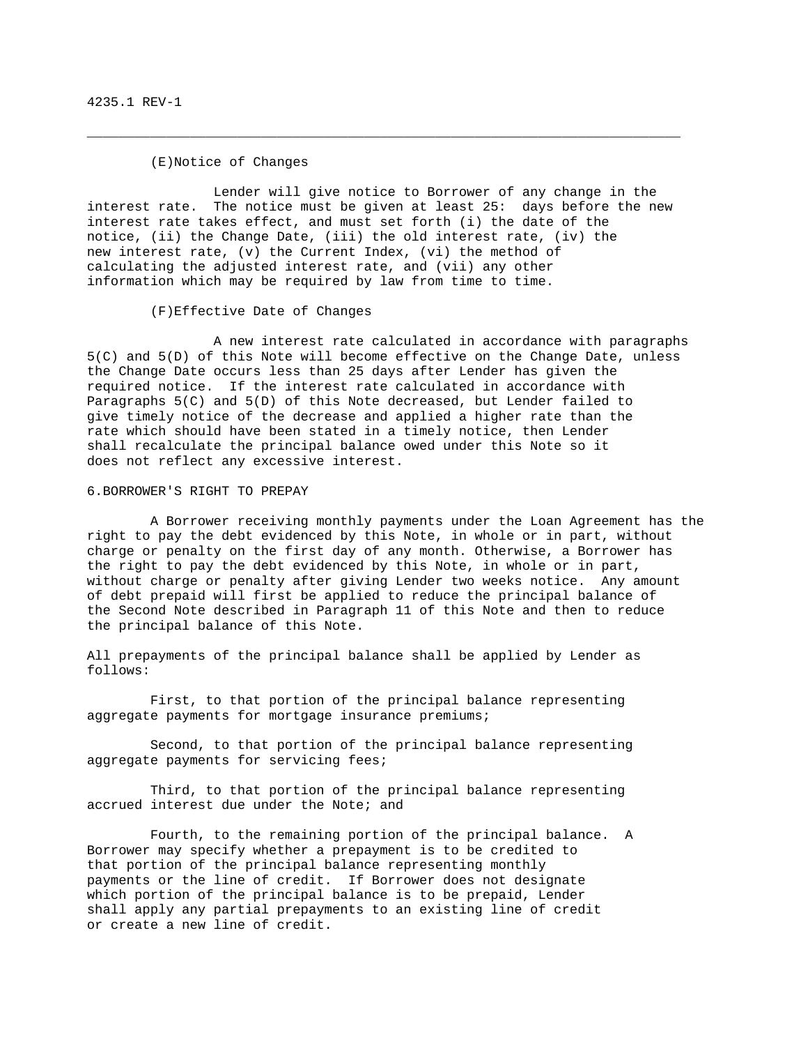(E) Notice of Changes

Lender will give notice to Borrower of any change in the interest rate. The notice must be given at least 25: days before the new interest rate takes effect, and must set forth (i) the date of the notice, (ii) the Change Date, (iii) the old interest rate, (iv) the new interest rate, (v) the Current Index, (vi) the method of calculating the adjusted interest rate, and (vii) any other information which may be required by law from time to time.

(F) Effective Date of Changes

A new interest rate calculated in accordance with paragraphs 5(C) and 5(D) of this Note will become effective on the Change Date, unless the Change Date occurs less than 25 days after Lender has given the required notice. If the interest rate calculated in accordance with Paragraphs 5(C) and 5(D) of this Note decreased, but Lender failed to give timely notice of the decrease and applied a higher rate than the rate which should have been stated in a timely notice, then Lender shall recalculate the principal balance owed under this Note so it does not reflect any excessive interest.

6. BORROWER'S RIGHT TO PREPAY

A Borrower receiving monthly payments under the Loan Agreement has the right to pay the debt evidenced by this Note, in whole or in part, without charge or penalty on the first day of any month. Otherwise, a Borrower has the right to pay the debt evidenced by this Note, in whole or in part, without charge or penalty after giving Lender two weeks notice. Any amount of debt prepaid will first be applied to reduce the principal balance of the Second Note described in Paragraph 11 of this Note and then to reduce the principal balance of this Note.

All prepayments of the principal balance shall be applied by Lender as follows:

First, to that portion of the principal balance representing aggregate payments for mortgage insurance premiums;

Second, to that portion of the principal balance representing aggregate payments for servicing fees;

Third, to that portion of the principal balance representing accrued interest due under the Note; and

Fourth, to the remaining portion of the principal balance. A Borrower may specify whether a prepayment is to be credited to that portion of the principal balance representing monthly payments or the line of credit. If Borrower does not designate which portion of the principal balance is to be prepaid, Lender shall apply any partial prepayments to an existing line of credit or create a new line of credit.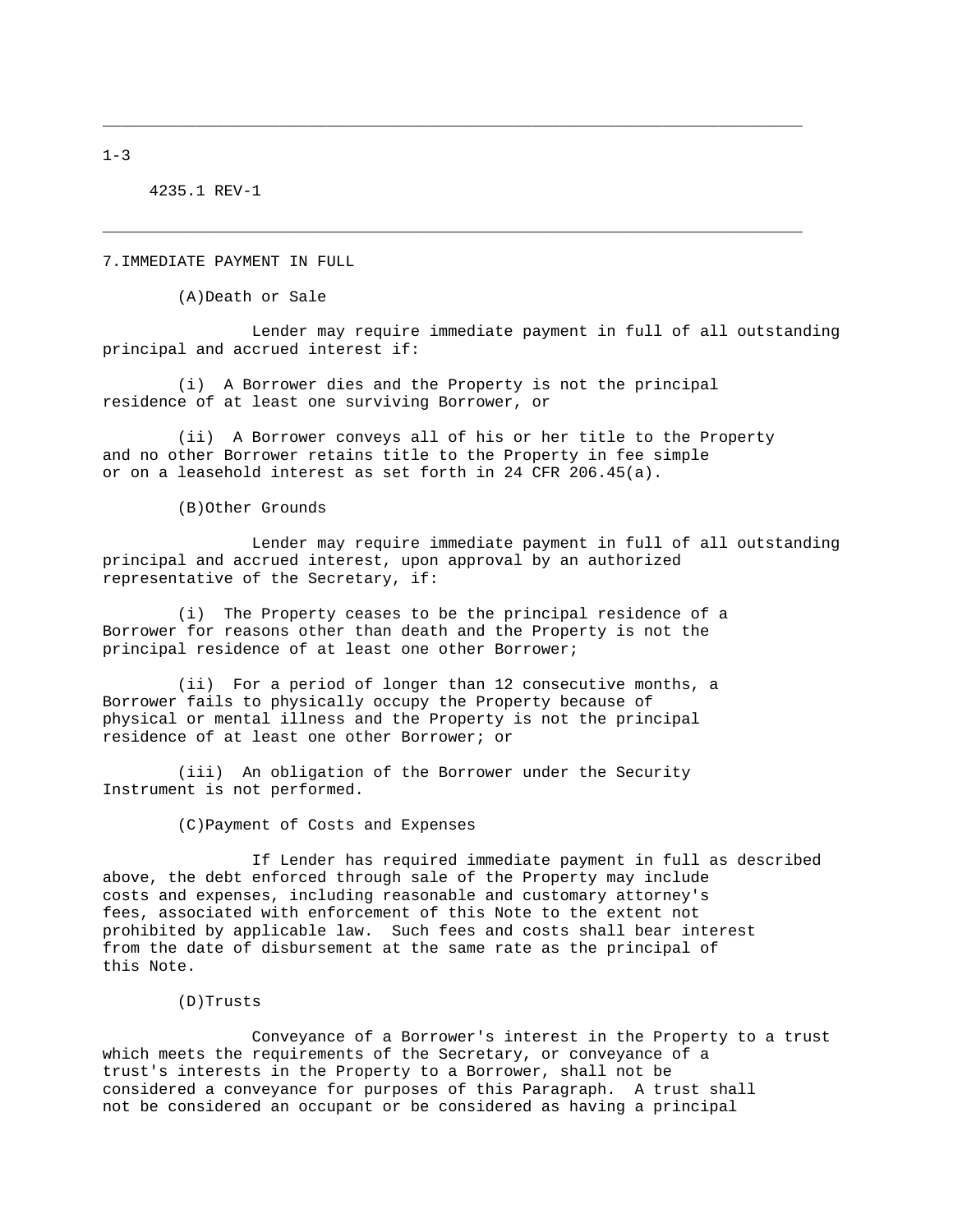## 7. IMMEDIATE PAYMENT IN FULL

### (A) Death or Sale

Lender may require immediate payment in full of all outstanding principal and accrued interest if:

(i) A Borrower dies and the Property is not the principal residence of at least one surviving Borrower, or

(ii) A Borrower conveys all of his or her title to the Property and no other Borrower retains title to the Property in fee simple or on a leasehold interest as set forth in 24 CFR 206.45(a).

### (B) Other Grounds

Lender may require immediate payment in full of all outstanding principal and accrued interest, upon approval by an authorized representative of the Secretary, if:

(i) The Property ceases to be the principal residence of a Borrower for reasons other than death and the Property is not the principal residence of at least one other Borrower;

(ii) For a period of longer than 12 consecutive months, a Borrower fails to physically occupy the Property because of physical or mental illness and the Property is not the principal residence of at least one other Borrower; or

(iii) An obligation of the Borrower under the Security Instrument is not performed.

### (C) Payment of Costs and Expenses

If Lender has required immediate payment in full as described above, the debt enforced through sale of the Property may include costs and expenses, including reasonable and customary attorney's fees, associated with enforcement of this Note to the extent not prohibited by applicable law. Such fees and costs shall bear interest from the date of disbursement at the same rate as the principal of this Note.

### (D) Trusts

Conveyance of a Borrower's interest in the Property to a trust which meets the requirements of the Secretary, or conveyance of a trust's interests in the Property to a Borrower, shall not be considered a conveyance for purposes of this Paragraph. A trust shall not be considered an occupant or be considered as having a principal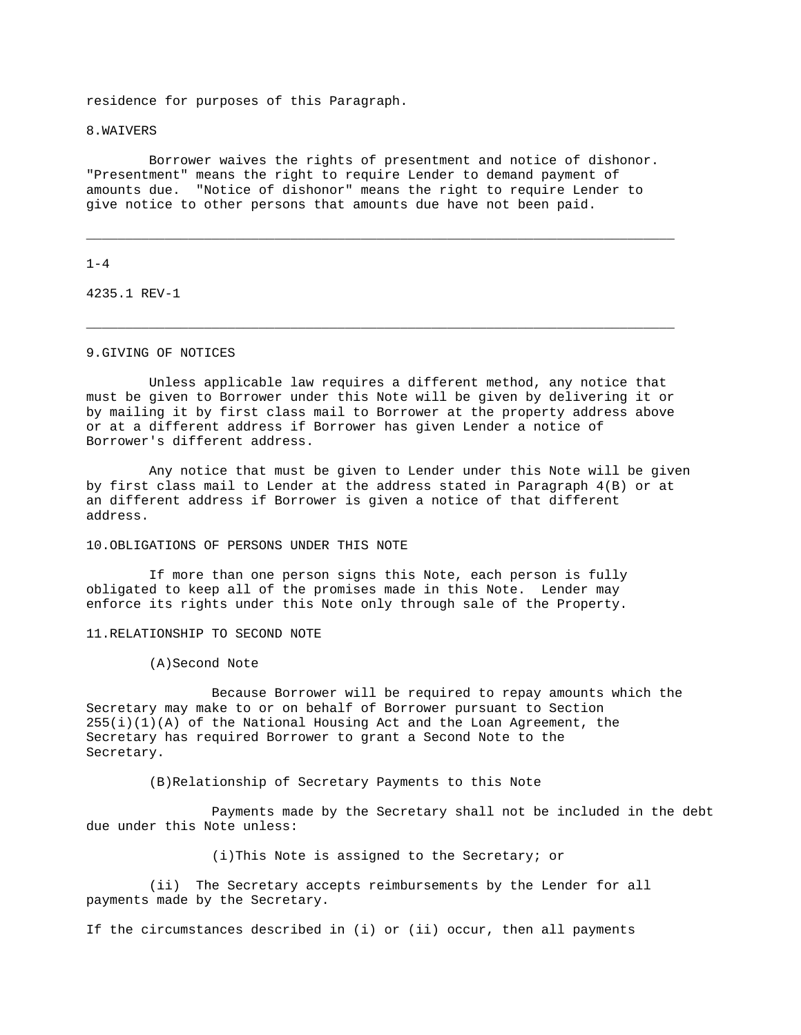residence for purposes of this Paragraph.

## 8. WAIVERS

Borrower waives the rights of presentment and notice of dishonor. "Presentment" means the right to require Lender to demand payment of amounts due. "Notice of dishonor" means the right to require Lender to give notice to other persons that amounts due have not been paid.

## 9. GIVING OF NOTICES

Unless applicable law requires a different method, any notice that must be given to Borrower under this Note will be given by delivering it or by mailing it by first class mail to Borrower at the property address above or at a different address if Borrower has given Lender a notice of Borrower's different address.

Any notice that must be given to Lender under this Note will be given by first class mail to Lender at the address stated in Paragraph 4(B) or at an different address if Borrower is given a notice of that different address.

## 10. OBLIGATIONS OF PERSONS UNDER THIS NOTE

If more than one person signs this Note, each person is fully obligated to keep all of the promises made in this Note. Lender may enforce its rights under this Note only through sale of the Property.

## 11. RELATIONSHIP TO SECOND NOTE

### (A) Second Note

Because Borrower will be required to repay amounts which the Secretary may make to or on behalf of Borrower pursuant to Section 255(i)(1)(A) of the National Housing Act and the Loan Agreement, the Secretary has required Borrower to grant a Second Note to the Secretary.

### (B) Relationship of Secretary Payments to this Note

Payments made by the Secretary shall not be included in the debt due under this Note unless:

(i) This Note is assigned to the Secretary; or

(ii) The Secretary accepts reimbursements by the Lender for all payments made by the Secretary.

If the circumstances described in (i) or (ii) occur, then all payments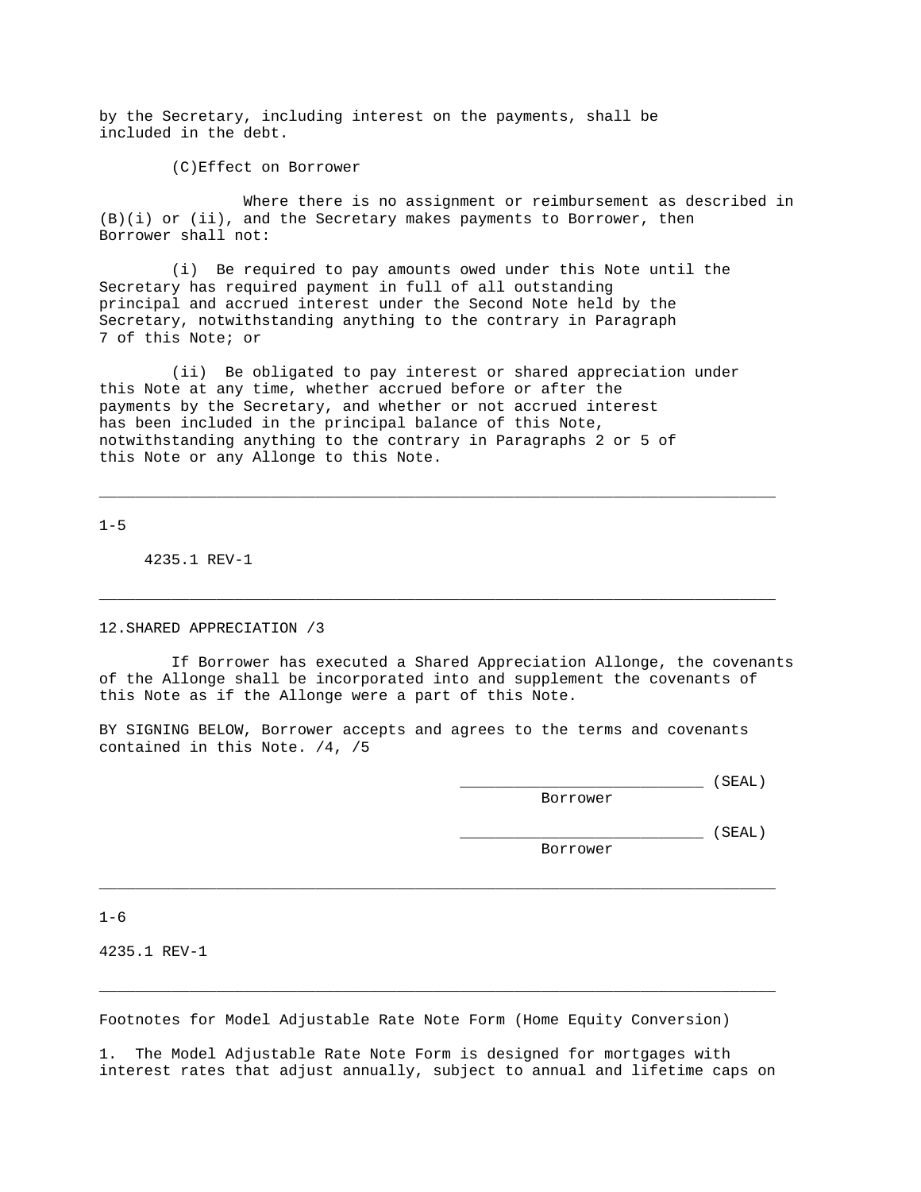by the Secretary, including interest on the payments, shall be included in the debt.

(C) Effect on Borrower

Where there is no assignment or reimbursement as described in (B)(i) or (ii), and the Secretary makes payments to Borrower, then Borrower shall not:

(i) Be required to pay amounts owed under this Note until the Secretary has required payment in full of all outstanding principal and accrued interest under the Second Note held by the Secretary, notwithstanding anything to the contrary in Paragraph 7 of this Note; or

(ii) Be obligated to pay interest or shared appreciation under this Note at any time, whether accrued before or after the payments by the Secretary, and whether or not accrued interest has been included in the principal balance of this Note, notwithstanding anything to the contrary in Paragraphs 2 or 5 of this Note or any Allonge to this Note.

12. SHARED APPRECIATION /3

If Borrower has executed a Shared Appreciation Allonge, the covenants of the Allonge shall be incorporated into and supplement the covenants of this Note as if the Allonge were a part of this Note.

BY SIGNING BELOW, Borrower accepts and agrees to the terms and covenants contained in this Note. /4, /5

___________________________ (SEAL)
Borrower

___________________________ (SEAL)
Borrower

Footnotes for Model Adjustable Rate Note Form (Home Equity Conversion)

1. The Model Adjustable Rate Note Form is designed for mortgages with interest rates that adjust annually, subject to annual and lifetime caps on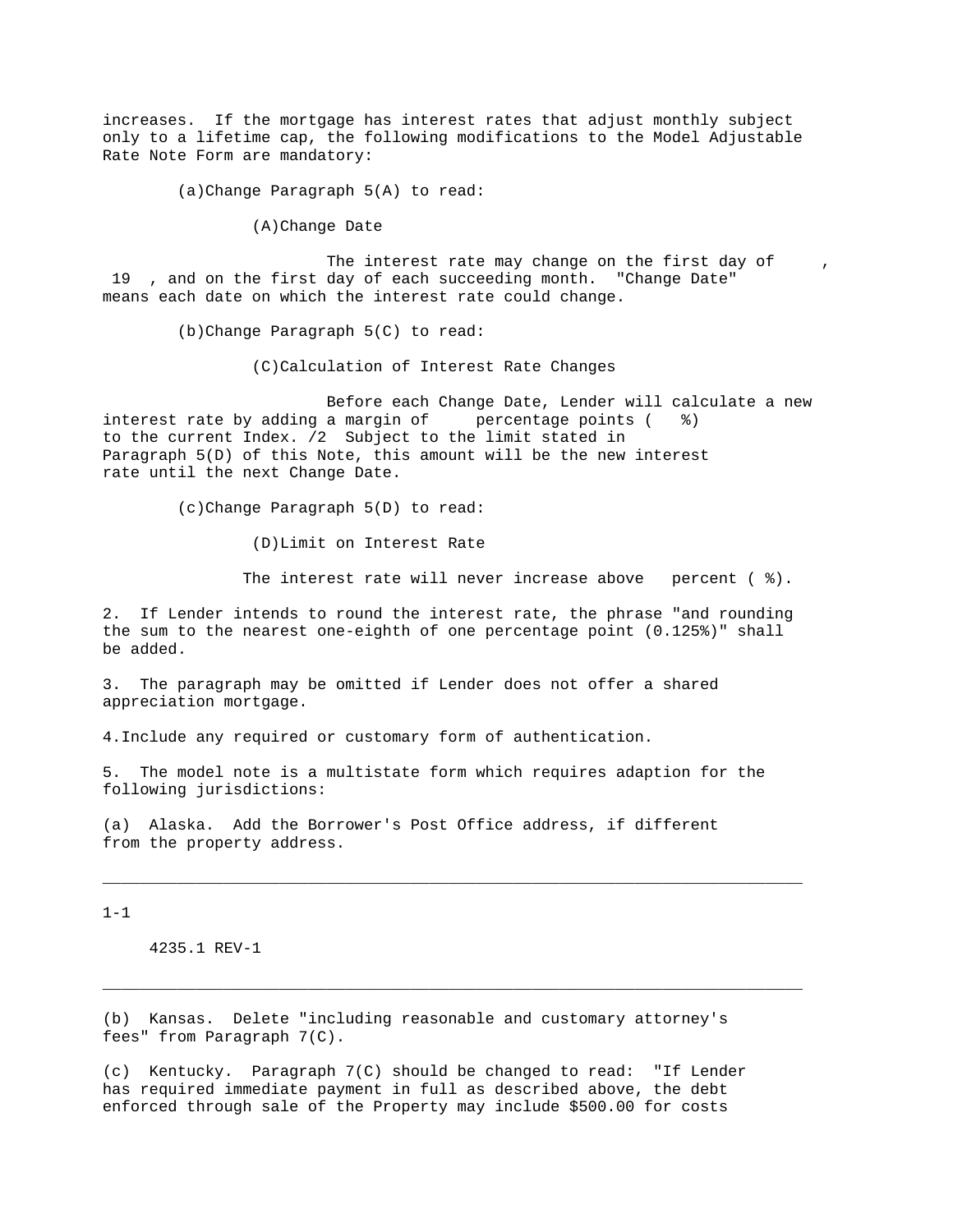increases. If the mortgage has interest rates that adjust monthly subject only to a lifetime cap, the following modifications to the Model Adjustable Rate Note Form are mandatory:

(a) Change Paragraph 5(A) to read:

(A) Change Date

The interest rate may change on the first day of     , 19  , and on the first day of each succeeding month. "Change Date" means each date on which the interest rate could change.

(b) Change Paragraph 5(C) to read:

(C) Calculation of Interest Rate Changes

Before each Change Date, Lender will calculate a new interest rate by adding a margin of     percentage points (   %) to the current Index. /2 Subject to the limit stated in Paragraph 5(D) of this Note, this amount will be the new interest rate until the next Change Date.

(c) Change Paragraph 5(D) to read:

(D) Limit on Interest Rate

The interest rate will never increase above   percent ( %).

2. If Lender intends to round the interest rate, the phrase "and rounding the sum to the nearest one-eighth of one percentage point (0.125%)" shall be added.

3. The paragraph may be omitted if Lender does not offer a shared appreciation mortgage.

4. Include any required or customary form of authentication.

5. The model note is a multistate form which requires adaption for the following jurisdictions:

(a) Alaska. Add the Borrower's Post Office address, if different from the property address.

(b) Kansas. Delete "including reasonable and customary attorney's fees" from Paragraph 7(C).

(c) Kentucky. Paragraph 7(C) should be changed to read: "If Lender has required immediate payment in full as described above, the debt enforced through sale of the Property may include $500.00 for costs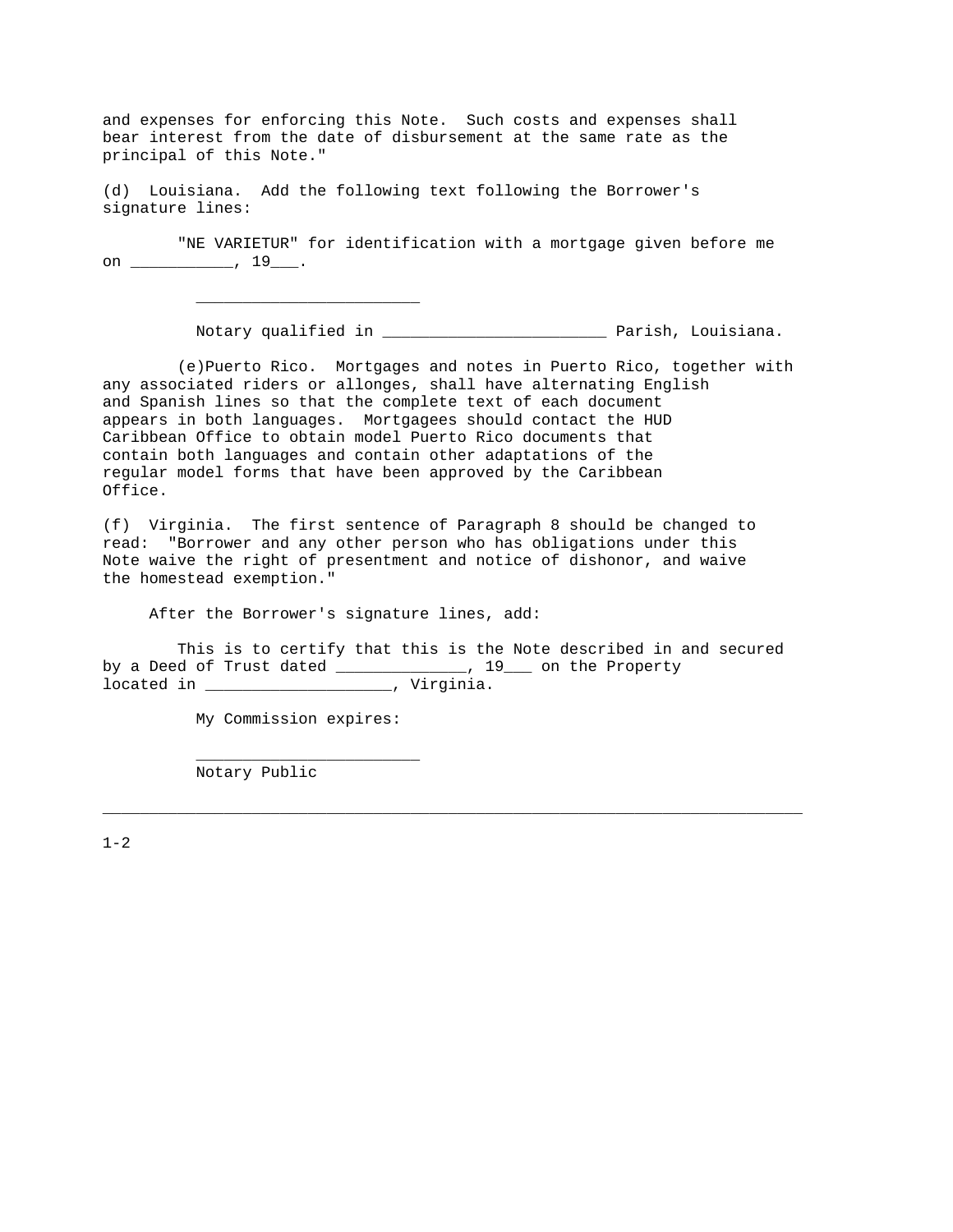and expenses for enforcing this Note. Such costs and expenses shall bear interest from the date of disbursement at the same rate as the principal of this Note."

(d) Louisiana. Add the following text following the Borrower's signature lines:

"NE VARIETUR" for identification with a mortgage given before me on ___________, 19___.

________________________

Notary qualified in ________________________ Parish, Louisiana.

(e)Puerto Rico. Mortgages and notes in Puerto Rico, together with any associated riders or allonges, shall have alternating English and Spanish lines so that the complete text of each document appears in both languages. Mortgagees should contact the HUD Caribbean Office to obtain model Puerto Rico documents that contain both languages and contain other adaptations of the regular model forms that have been approved by the Caribbean Office.

(f) Virginia. The first sentence of Paragraph 8 should be changed to read: "Borrower and any other person who has obligations under this Note waive the right of presentment and notice of dishonor, and waive the homestead exemption."

After the Borrower's signature lines, add:

This is to certify that this is the Note described in and secured by a Deed of Trust dated ______________, 19___ on the Property located in ____________________, Virginia.

My Commission expires:

________________________
Notary Public